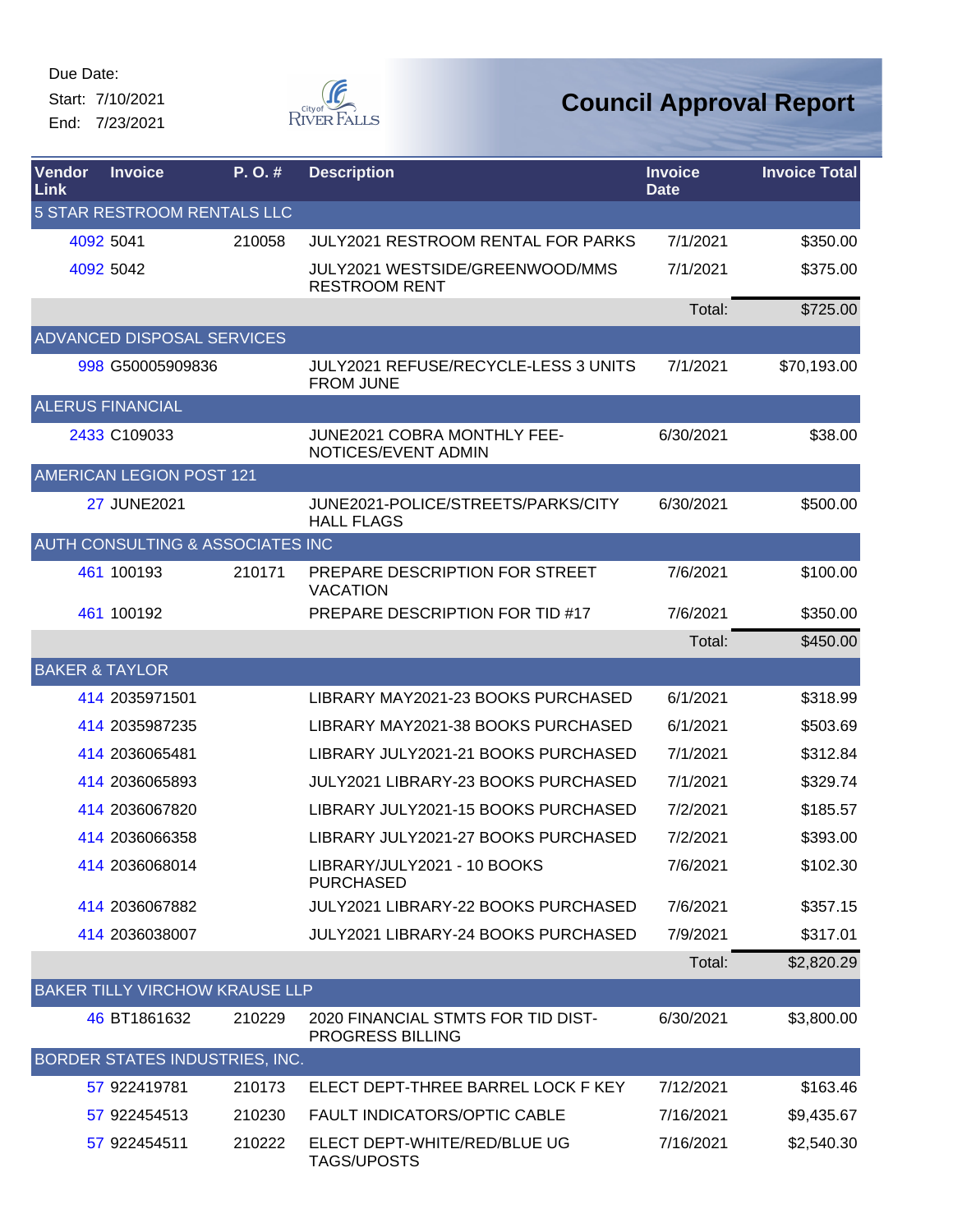Due Date:
Start: 7/10/2021
End: 7/23/2021

City of River Falls

# Council Approval Report

| Vendor Link | Invoice | P. O. # | Description | Invoice Date | Invoice Total |
|---|---|---|---|---|---|
| 5 STAR RESTROOM RENTALS LLC | | | | | |
| 4092 | 5041 | 210058 | JULY2021 RESTROOM RENTAL FOR PARKS | 7/1/2021 | $350.00 |
| 4092 | 5042 | | JULY2021 WESTSIDE/GREENWOOD/MMS RESTROOM RENT | 7/1/2021 | $375.00 |
| | | | | Total: | $725.00 |
| ADVANCED DISPOSAL SERVICES | | | | | |
| 998 | G50005909836 | | JULY2021 REFUSE/RECYCLE-LESS 3 UNITS FROM JUNE | 7/1/2021 | $70,193.00 |
| ALERUS FINANCIAL | | | | | |
| 2433 | C109033 | | JUNE2021 COBRA MONTHLY FEE-NOTICES/EVENT ADMIN | 6/30/2021 | $38.00 |
| AMERICAN LEGION POST 121 | | | | | |
| 27 | JUNE2021 | | JUNE2021-POLICE/STREETS/PARKS/CITY HALL FLAGS | 6/30/2021 | $500.00 |
| AUTH CONSULTING & ASSOCIATES INC | | | | | |
| 461 | 100193 | 210171 | PREPARE DESCRIPTION FOR STREET VACATION | 7/6/2021 | $100.00 |
| 461 | 100192 | | PREPARE DESCRIPTION FOR TID #17 | 7/6/2021 | $350.00 |
| | | | | Total: | $450.00 |
| BAKER & TAYLOR | | | | | |
| 414 | 2035971501 | | LIBRARY MAY2021-23 BOOKS PURCHASED | 6/1/2021 | $318.99 |
| 414 | 2035987235 | | LIBRARY MAY2021-38 BOOKS PURCHASED | 6/1/2021 | $503.69 |
| 414 | 2036065481 | | LIBRARY JULY2021-21 BOOKS PURCHASED | 7/1/2021 | $312.84 |
| 414 | 2036065893 | | JULY2021 LIBRARY-23 BOOKS PURCHASED | 7/1/2021 | $329.74 |
| 414 | 2036067820 | | LIBRARY JULY2021-15 BOOKS PURCHASED | 7/2/2021 | $185.57 |
| 414 | 2036066358 | | LIBRARY JULY2021-27 BOOKS PURCHASED | 7/2/2021 | $393.00 |
| 414 | 2036068014 | | LIBRARY/JULY2021 - 10 BOOKS PURCHASED | 7/6/2021 | $102.30 |
| 414 | 2036067882 | | JULY2021 LIBRARY-22 BOOKS PURCHASED | 7/6/2021 | $357.15 |
| 414 | 2036038007 | | JULY2021 LIBRARY-24 BOOKS PURCHASED | 7/9/2021 | $317.01 |
| | | | | Total: | $2,820.29 |
| BAKER TILLY VIRCHOW KRAUSE LLP | | | | | |
| 46 | BT1861632 | 210229 | 2020 FINANCIAL STMTS FOR TID DIST-PROGRESS BILLING | 6/30/2021 | $3,800.00 |
| BORDER STATES INDUSTRIES, INC. | | | | | |
| 57 | 922419781 | 210173 | ELECT DEPT-THREE BARREL LOCK F KEY | 7/12/2021 | $163.46 |
| 57 | 922454513 | 210230 | FAULT INDICATORS/OPTIC CABLE | 7/16/2021 | $9,435.67 |
| 57 | 922454511 | 210222 | ELECT DEPT-WHITE/RED/BLUE UG TAGS/UPOSTS | 7/16/2021 | $2,540.30 |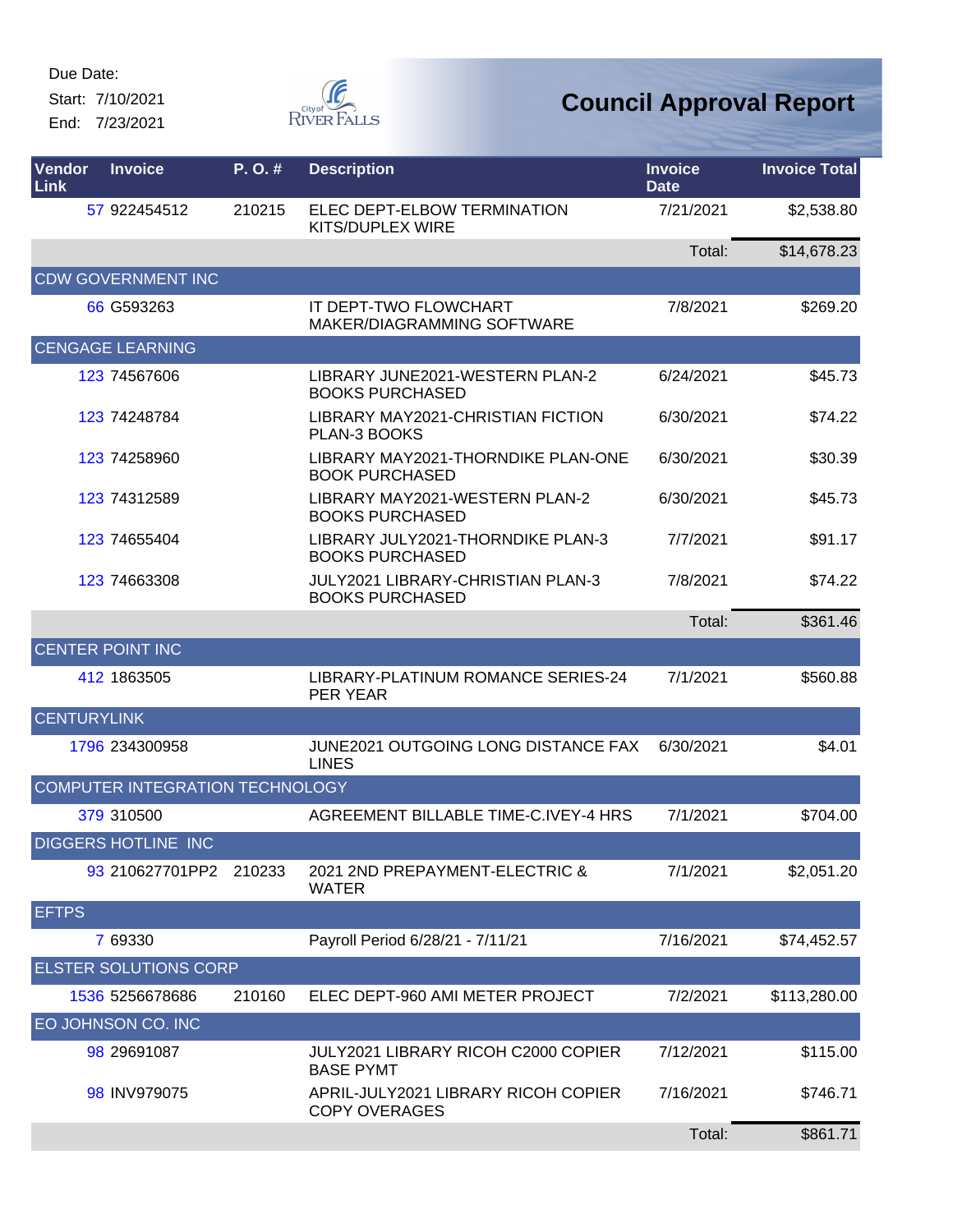Due Date:
Start: 7/10/2021
End: 7/23/2021

City of River Falls

# Council Approval Report

| Vendor Link | Invoice | P. O. # | Description | Invoice Date | Invoice Total |
|---|---|---|---|---|---|
| 57 | 922454512 | 210215 | ELEC DEPT-ELBOW TERMINATION KITS/DUPLEX WIRE | 7/21/2021 | $2,538.80 |
| | | | | Total: | $14,678.23 |
| CDW GOVERNMENT INC | | | | | |
| 66 | G593263 | | IT DEPT-TWO FLOWCHART MAKER/DIAGRAMMING SOFTWARE | 7/8/2021 | $269.20 |
| CENGAGE LEARNING | | | | | |
| 123 | 74567606 | | LIBRARY JUNE2021-WESTERN PLAN-2 BOOKS PURCHASED | 6/24/2021 | $45.73 |
| 123 | 74248784 | | LIBRARY MAY2021-CHRISTIAN FICTION PLAN-3 BOOKS | 6/30/2021 | $74.22 |
| 123 | 74258960 | | LIBRARY MAY2021-THORNDIKE PLAN-ONE BOOK PURCHASED | 6/30/2021 | $30.39 |
| 123 | 74312589 | | LIBRARY MAY2021-WESTERN PLAN-2 BOOKS PURCHASED | 6/30/2021 | $45.73 |
| 123 | 74655404 | | LIBRARY JULY2021-THORNDIKE PLAN-3 BOOKS PURCHASED | 7/7/2021 | $91.17 |
| 123 | 74663308 | | JULY2021 LIBRARY-CHRISTIAN PLAN-3 BOOKS PURCHASED | 7/8/2021 | $74.22 |
| | | | | Total: | $361.46 |
| CENTER POINT INC | | | | | |
| 412 | 1863505 | | LIBRARY-PLATINUM ROMANCE SERIES-24 PER YEAR | 7/1/2021 | $560.88 |
| CENTURYLINK | | | | | |
| 1796 | 234300958 | | JUNE2021 OUTGOING LONG DISTANCE FAX LINES | 6/30/2021 | $4.01 |
| COMPUTER INTEGRATION TECHNOLOGY | | | | | |
| 379 | 310500 | | AGREEMENT BILLABLE TIME-C.IVEY-4 HRS | 7/1/2021 | $704.00 |
| DIGGERS HOTLINE INC | | | | | |
| 93 | 210627701PP2 | 210233 | 2021 2ND PREPAYMENT-ELECTRIC & WATER | 7/1/2021 | $2,051.20 |
| EFTPS | | | | | |
| 7 | 69330 | | Payroll Period 6/28/21 - 7/11/21 | 7/16/2021 | $74,452.57 |
| ELSTER SOLUTIONS CORP | | | | | |
| 1536 | 5256678686 | 210160 | ELEC DEPT-960 AMI METER PROJECT | 7/2/2021 | $113,280.00 |
| EO JOHNSON CO. INC | | | | | |
| 98 | 29691087 | | JULY2021 LIBRARY RICOH C2000 COPIER BASE PYMT | 7/12/2021 | $115.00 |
| 98 | INV979075 | | APRIL-JULY2021 LIBRARY RICOH COPIER COPY OVERAGES | 7/16/2021 | $746.71 |
| | | | | Total: | $861.71 |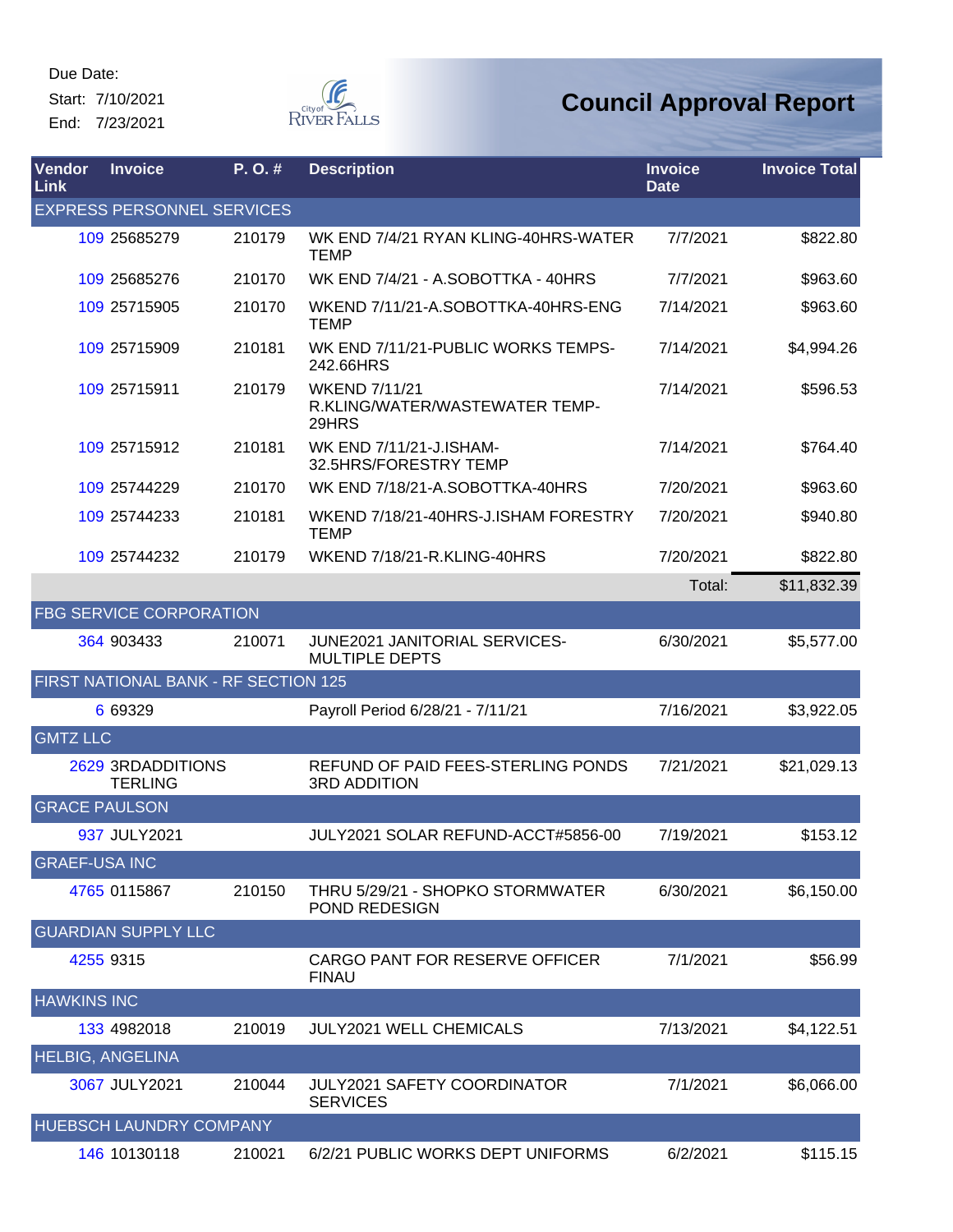Due Date:

Start: 7/10/2021

End: 7/23/2021

# Council Approval Report

| Vendor Link | Invoice | P. O. # | Description | Invoice Date | Invoice Total |
|---|---|---|---|---|---|
| EXPRESS PERSONNEL SERVICES | | | | | |
| 109 | 25685279 | 210179 | WK END 7/4/21 RYAN KLING-40HRS-WATER TEMP | 7/7/2021 | $822.80 |
| 109 | 25685276 | 210170 | WK END 7/4/21 - A.SOBOTTKA - 40HRS | 7/7/2021 | $963.60 |
| 109 | 25715905 | 210170 | WKEND 7/11/21-A.SOBOTTKA-40HRS-ENG TEMP | 7/14/2021 | $963.60 |
| 109 | 25715909 | 210181 | WK END 7/11/21-PUBLIC WORKS TEMPS-242.66HRS | 7/14/2021 | $4,994.26 |
| 109 | 25715911 | 210179 | WKEND 7/11/21 R.KLING/WATER/WASTEWATER TEMP-29HRS | 7/14/2021 | $596.53 |
| 109 | 25715912 | 210181 | WK END 7/11/21-J.ISHAM-32.5HRS/FORESTRY TEMP | 7/14/2021 | $764.40 |
| 109 | 25744229 | 210170 | WK END 7/18/21-A.SOBOTTKA-40HRS | 7/20/2021 | $963.60 |
| 109 | 25744233 | 210181 | WKEND 7/18/21-40HRS-J.ISHAM FORESTRY TEMP | 7/20/2021 | $940.80 |
| 109 | 25744232 | 210179 | WKEND 7/18/21-R.KLING-40HRS | 7/20/2021 | $822.80 |
| | | | | Total: | $11,832.39 |
| FBG SERVICE CORPORATION | | | | | |
| 364 | 903433 | 210071 | JUNE2021 JANITORIAL SERVICES-MULTIPLE DEPTS | 6/30/2021 | $5,577.00 |
| FIRST NATIONAL BANK - RF SECTION 125 | | | | | |
| 6 | 69329 | | Payroll Period 6/28/21 - 7/11/21 | 7/16/2021 | $3,922.05 |
| GMTZ LLC | | | | | |
| 2629 | 3RDADDITIONS TERLING | | REFUND OF PAID FEES-STERLING PONDS 3RD ADDITION | 7/21/2021 | $21,029.13 |
| GRACE PAULSON | | | | | |
| 937 | JULY2021 | | JULY2021 SOLAR REFUND-ACCT#5856-00 | 7/19/2021 | $153.12 |
| GRAEF-USA INC | | | | | |
| 4765 | 0115867 | 210150 | THRU 5/29/21 - SHOPKO STORMWATER POND REDESIGN | 6/30/2021 | $6,150.00 |
| GUARDIAN SUPPLY LLC | | | | | |
| 4255 | 9315 | | CARGO PANT FOR RESERVE OFFICER FINAU | 7/1/2021 | $56.99 |
| HAWKINS INC | | | | | |
| 133 | 4982018 | 210019 | JULY2021 WELL CHEMICALS | 7/13/2021 | $4,122.51 |
| HELBIG, ANGELINA | | | | | |
| 3067 | JULY2021 | 210044 | JULY2021 SAFETY COORDINATOR SERVICES | 7/1/2021 | $6,066.00 |
| HUEBSCH LAUNDRY COMPANY | | | | | |
| 146 | 10130118 | 210021 | 6/2/21 PUBLIC WORKS DEPT UNIFORMS | 6/2/2021 | $115.15 |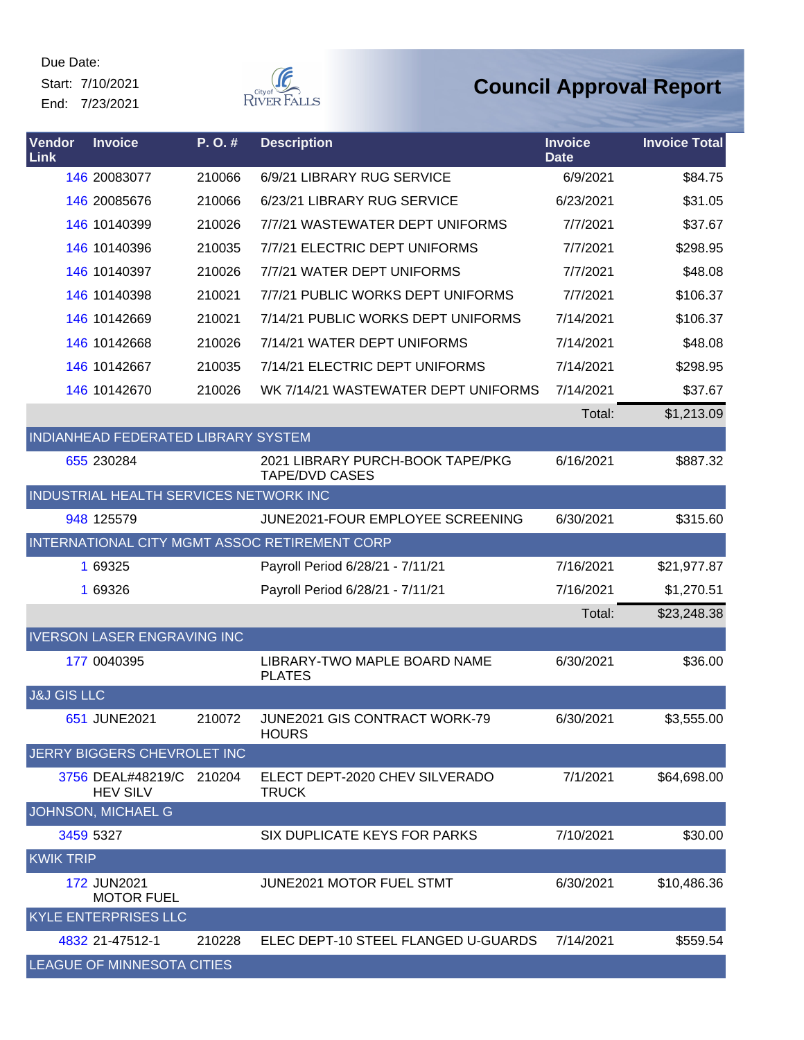Due Date:
Start: 7/10/2021
End: 7/23/2021

# Council Approval Report

| Vendor Link | Invoice | P. O. # | Description | Invoice Date | Invoice Total |
|---|---|---|---|---|---|
| 146 | 20083077 | 210066 | 6/9/21 LIBRARY RUG SERVICE | 6/9/2021 | $84.75 |
| 146 | 20085676 | 210066 | 6/23/21 LIBRARY RUG SERVICE | 6/23/2021 | $31.05 |
| 146 | 10140399 | 210026 | 7/7/21 WASTEWATER DEPT UNIFORMS | 7/7/2021 | $37.67 |
| 146 | 10140396 | 210035 | 7/7/21 ELECTRIC DEPT UNIFORMS | 7/7/2021 | $298.95 |
| 146 | 10140397 | 210026 | 7/7/21 WATER DEPT UNIFORMS | 7/7/2021 | $48.08 |
| 146 | 10140398 | 210021 | 7/7/21 PUBLIC WORKS DEPT UNIFORMS | 7/7/2021 | $106.37 |
| 146 | 10142669 | 210021 | 7/14/21 PUBLIC WORKS DEPT UNIFORMS | 7/14/2021 | $106.37 |
| 146 | 10142668 | 210026 | 7/14/21 WATER DEPT UNIFORMS | 7/14/2021 | $48.08 |
| 146 | 10142667 | 210035 | 7/14/21 ELECTRIC DEPT UNIFORMS | 7/14/2021 | $298.95 |
| 146 | 10142670 | 210026 | WK 7/14/21 WASTEWATER DEPT UNIFORMS | 7/14/2021 | $37.67 |
| | | | | Total: | $1,213.09 |
| INDIANHEAD FEDERATED LIBRARY SYSTEM | | | | | |
| 655 | 230284 | | 2021 LIBRARY PURCH-BOOK TAPE/PKG TAPE/DVD CASES | 6/16/2021 | $887.32 |
| INDUSTRIAL HEALTH SERVICES NETWORK INC | | | | | |
| 948 | 125579 | | JUNE2021-FOUR EMPLOYEE SCREENING | 6/30/2021 | $315.60 |
| INTERNATIONAL CITY MGMT ASSOC RETIREMENT CORP | | | | | |
| 1 | 69325 | | Payroll Period 6/28/21 - 7/11/21 | 7/16/2021 | $21,977.87 |
| 1 | 69326 | | Payroll Period 6/28/21 - 7/11/21 | 7/16/2021 | $1,270.51 |
| | | | | Total: | $23,248.38 |
| IVERSON LASER ENGRAVING INC | | | | | |
| 177 | 0040395 | | LIBRARY-TWO MAPLE BOARD NAME PLATES | 6/30/2021 | $36.00 |
| J&J GIS LLC | | | | | |
| 651 | JUNE2021 | 210072 | JUNE2021 GIS CONTRACT WORK-79 HOURS | 6/30/2021 | $3,555.00 |
| JERRY BIGGERS CHEVROLET INC | | | | | |
| 3756 | DEAL#48219/C HEV SILV | 210204 | ELECT DEPT-2020 CHEV SILVERADO TRUCK | 7/1/2021 | $64,698.00 |
| JOHNSON, MICHAEL G | | | | | |
| 3459 | 5327 | | SIX DUPLICATE KEYS FOR PARKS | 7/10/2021 | $30.00 |
| KWIK TRIP | | | | | |
| 172 | JUN2021 MOTOR FUEL | | JUNE2021 MOTOR FUEL STMT | 6/30/2021 | $10,486.36 |
| KYLE ENTERPRISES LLC | | | | | |
| 4832 | 21-47512-1 | 210228 | ELEC DEPT-10 STEEL FLANGED U-GUARDS | 7/14/2021 | $559.54 |
| LEAGUE OF MINNESOTA CITIES | | | | | |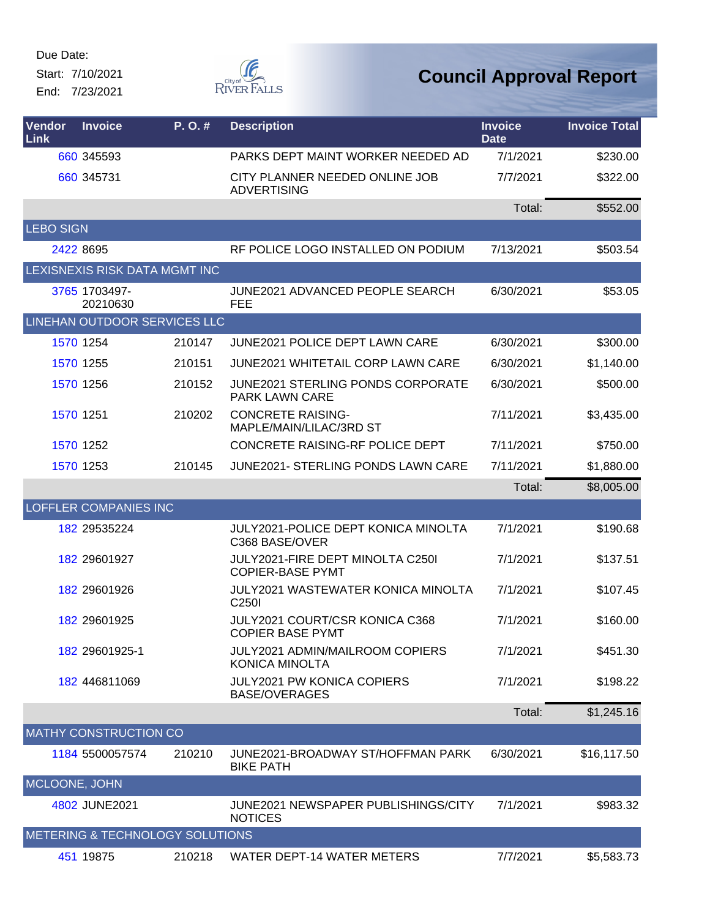Due Date:
Start: 7/10/2021
End: 7/23/2021

City of River Falls

# Council Approval Report

| Vendor Link | Invoice | P. O. # | Description | Invoice Date | Invoice Total |
|---|---|---|---|---|---|
| 660 | 345593 | | PARKS DEPT MAINT WORKER NEEDED AD | 7/1/2021 | $230.00 |
| 660 | 345731 | | CITY PLANNER NEEDED ONLINE JOB ADVERTISING | 7/7/2021 | $322.00 |
| | | | | Total: | $552.00 |
| LEBO SIGN | | | | | |
| 2422 | 8695 | | RF POLICE LOGO INSTALLED ON PODIUM | 7/13/2021 | $503.54 |
| LEXISNEXIS RISK DATA MGMT INC | | | | | |
| 3765 | 1703497-20210630 | | JUNE2021 ADVANCED PEOPLE SEARCH FEE | 6/30/2021 | $53.05 |
| LINEHAN OUTDOOR SERVICES LLC | | | | | |
| 1570 | 1254 | 210147 | JUNE2021 POLICE DEPT LAWN CARE | 6/30/2021 | $300.00 |
| 1570 | 1255 | 210151 | JUNE2021 WHITETAIL CORP LAWN CARE | 6/30/2021 | $1,140.00 |
| 1570 | 1256 | 210152 | JUNE2021 STERLING PONDS CORPORATE PARK LAWN CARE | 6/30/2021 | $500.00 |
| 1570 | 1251 | 210202 | CONCRETE RAISING-MAPLE/MAIN/LILAC/3RD ST | 7/11/2021 | $3,435.00 |
| 1570 | 1252 | | CONCRETE RAISING-RF POLICE DEPT | 7/11/2021 | $750.00 |
| 1570 | 1253 | 210145 | JUNE2021- STERLING PONDS LAWN CARE | 7/11/2021 | $1,880.00 |
| | | | | Total: | $8,005.00 |
| LOFFLER COMPANIES INC | | | | | |
| 182 | 29535224 | | JULY2021-POLICE DEPT KONICA MINOLTA C368 BASE/OVER | 7/1/2021 | $190.68 |
| 182 | 29601927 | | JULY2021-FIRE DEPT MINOLTA C250I COPIER-BASE PYMT | 7/1/2021 | $137.51 |
| 182 | 29601926 | | JULY2021 WASTEWATER KONICA MINOLTA C250I | 7/1/2021 | $107.45 |
| 182 | 29601925 | | JULY2021 COURT/CSR KONICA C368 COPIER BASE PYMT | 7/1/2021 | $160.00 |
| 182 | 29601925-1 | | JULY2021 ADMIN/MAILROOM COPIERS KONICA MINOLTA | 7/1/2021 | $451.30 |
| 182 | 446811069 | | JULY2021 PW KONICA COPIERS BASE/OVERAGES | 7/1/2021 | $198.22 |
| | | | | Total: | $1,245.16 |
| MATHY CONSTRUCTION CO | | | | | |
| 1184 | 5500057574 | 210210 | JUNE2021-BROADWAY ST/HOFFMAN PARK BIKE PATH | 6/30/2021 | $16,117.50 |
| MCLOONE, JOHN | | | | | |
| 4802 | JUNE2021 | | JUNE2021 NEWSPAPER PUBLISHINGS/CITY NOTICES | 7/1/2021 | $983.32 |
| METERING & TECHNOLOGY SOLUTIONS | | | | | |
| 451 | 19875 | 210218 | WATER DEPT-14 WATER METERS | 7/7/2021 | $5,583.73 |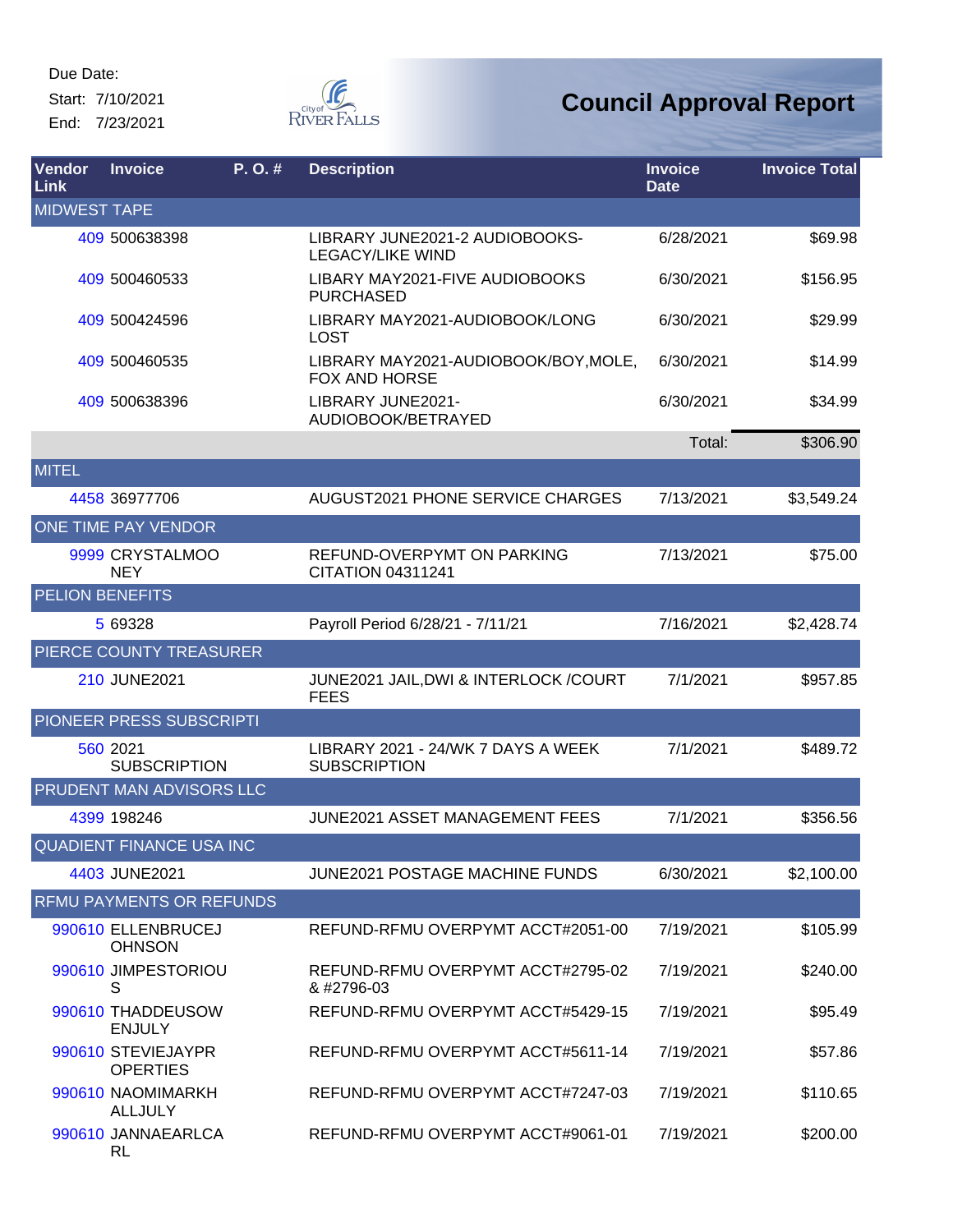Due Date:

Start: 7/10/2021

End: 7/23/2021

# Council Approval Report

| Vendor Link | Invoice | P. O. # | Description | Invoice Date | Invoice Total |
|---|---|---|---|---|---|
| MIDWEST TAPE | | | | | |
| 409 | 500638398 | | LIBRARY JUNE2021-2 AUDIOBOOKS-LEGACY/LIKE WIND | 6/28/2021 | $69.98 |
| 409 | 500460533 | | LIBARY MAY2021-FIVE AUDIOBOOKS PURCHASED | 6/30/2021 | $156.95 |
| 409 | 500424596 | | LIBRARY MAY2021-AUDIOBOOK/LONG LOST | 6/30/2021 | $29.99 |
| 409 | 500460535 | | LIBRARY MAY2021-AUDIOBOOK/BOY,MOLE, FOX AND HORSE | 6/30/2021 | $14.99 |
| 409 | 500638396 | | LIBRARY JUNE2021-AUDIOBOOK/BETRAYED | 6/30/2021 | $34.99 |
| | | | | Total: | $306.90 |
| MITEL | | | | | |
| 4458 | 36977706 | | AUGUST2021 PHONE SERVICE CHARGES | 7/13/2021 | $3,549.24 |
| ONE TIME PAY VENDOR | | | | | |
| 9999 | CRYSTALMOONEY | | REFUND-OVERPYMT ON PARKING CITATION 04311241 | 7/13/2021 | $75.00 |
| PELION BENEFITS | | | | | |
| 5 | 69328 | | Payroll Period 6/28/21 - 7/11/21 | 7/16/2021 | $2,428.74 |
| PIERCE COUNTY TREASURER | | | | | |
| 210 | JUNE2021 | | JUNE2021 JAIL,DWI & INTERLOCK /COURT FEES | 7/1/2021 | $957.85 |
| PIONEER PRESS SUBSCRIPTI | | | | | |
| 560 | 2021 SUBSCRIPTION | | LIBRARY 2021 - 24/WK 7 DAYS A WEEK SUBSCRIPTION | 7/1/2021 | $489.72 |
| PRUDENT MAN ADVISORS LLC | | | | | |
| 4399 | 198246 | | JUNE2021 ASSET MANAGEMENT FEES | 7/1/2021 | $356.56 |
| QUADIENT FINANCE USA INC | | | | | |
| 4403 | JUNE2021 | | JUNE2021 POSTAGE MACHINE FUNDS | 6/30/2021 | $2,100.00 |
| RFMU PAYMENTS OR REFUNDS | | | | | |
| 990610 | ELLENBRUCEJOHNSON | | REFUND-RFMU OVERPYMT ACCT#2051-00 | 7/19/2021 | $105.99 |
| 990610 | JIMPESTORIOUS | | REFUND-RFMU OVERPYMT ACCT#2795-02 & #2796-03 | 7/19/2021 | $240.00 |
| 990610 | THADDEUSOWENJULY | | REFUND-RFMU OVERPYMT ACCT#5429-15 | 7/19/2021 | $95.49 |
| 990610 | STEVIEJAYPROPERTIES | | REFUND-RFMU OVERPYMT ACCT#5611-14 | 7/19/2021 | $57.86 |
| 990610 | NAOMIMARKHALLJULY | | REFUND-RFMU OVERPYMT ACCT#7247-03 | 7/19/2021 | $110.65 |
| 990610 | JANNAEARLCARL | | REFUND-RFMU OVERPYMT ACCT#9061-01 | 7/19/2021 | $200.00 |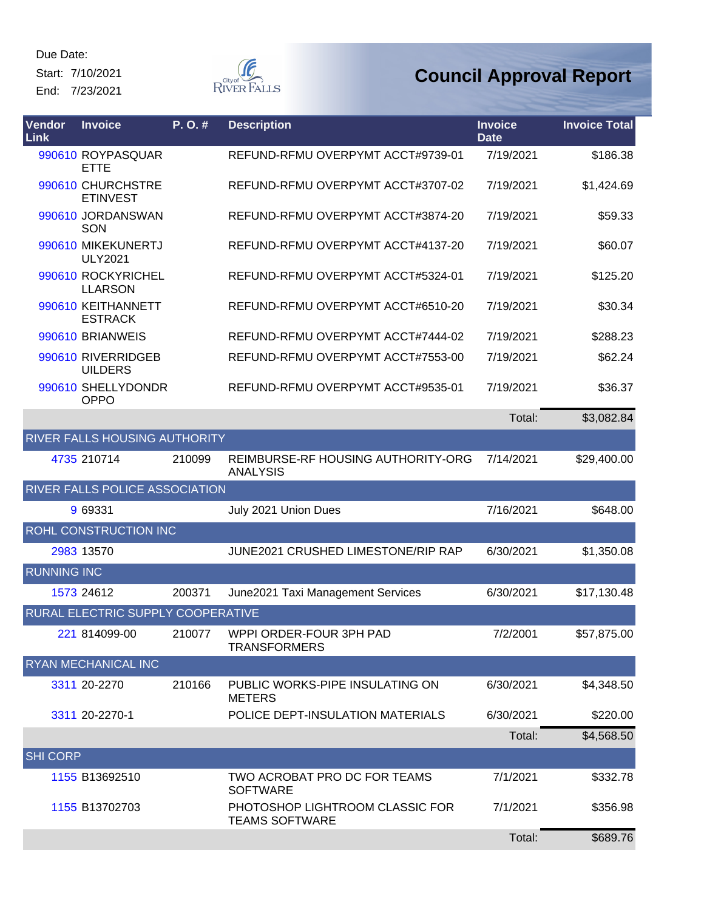Due Date:

Start: 7/10/2021

End: 7/23/2021

# Council Approval Report

| Vendor Link | Invoice | P. O. # | Description | Invoice Date | Invoice Total |
|---|---|---|---|---|---|
| 990610 | ROYPASQUARETTE | | REFUND-RFMU OVERPYMT ACCT#9739-01 | 7/19/2021 | $186.38 |
| 990610 | CHURCHSTREETINVEST | | REFUND-RFMU OVERPYMT ACCT#3707-02 | 7/19/2021 | $1,424.69 |
| 990610 | JORDANSWANSON | | REFUND-RFMU OVERPYMT ACCT#3874-20 | 7/19/2021 | $59.33 |
| 990610 | MIKEKUNERTJULY2021 | | REFUND-RFMU OVERPYMT ACCT#4137-20 | 7/19/2021 | $60.07 |
| 990610 | ROCKYRICHELLLARSON | | REFUND-RFMU OVERPYMT ACCT#5324-01 | 7/19/2021 | $125.20 |
| 990610 | KEITHANNETTESTRACK | | REFUND-RFMU OVERPYMT ACCT#6510-20 | 7/19/2021 | $30.34 |
| 990610 | BRIANWEIS | | REFUND-RFMU OVERPYMT ACCT#7444-02 | 7/19/2021 | $288.23 |
| 990610 | RIVERRIDGEBUILDERS | | REFUND-RFMU OVERPYMT ACCT#7553-00 | 7/19/2021 | $62.24 |
| 990610 | SHELLYDONDROPPO | | REFUND-RFMU OVERPYMT ACCT#9535-01 | 7/19/2021 | $36.37 |
| | | | | Total: | $3,082.84 |
| RIVER FALLS HOUSING AUTHORITY | | | | | |
| 4735 | 210714 | 210099 | REIMBURSE-RF HOUSING AUTHORITY-ORG ANALYSIS | 7/14/2021 | $29,400.00 |
| RIVER FALLS POLICE ASSOCIATION | | | | | |
| 9 | 69331 | | July 2021 Union Dues | 7/16/2021 | $648.00 |
| ROHL CONSTRUCTION INC | | | | | |
| 2983 | 13570 | | JUNE2021 CRUSHED LIMESTONE/RIP RAP | 6/30/2021 | $1,350.08 |
| RUNNING INC | | | | | |
| 1573 | 24612 | 200371 | June2021 Taxi Management Services | 6/30/2021 | $17,130.48 |
| RURAL ELECTRIC SUPPLY COOPERATIVE | | | | | |
| 221 | 814099-00 | 210077 | WPPI ORDER-FOUR 3PH PAD TRANSFORMERS | 7/2/2001 | $57,875.00 |
| RYAN MECHANICAL INC | | | | | |
| 3311 | 20-2270 | 210166 | PUBLIC WORKS-PIPE INSULATING ON METERS | 6/30/2021 | $4,348.50 |
| 3311 | 20-2270-1 | | POLICE DEPT-INSULATION MATERIALS | 6/30/2021 | $220.00 |
| | | | | Total: | $4,568.50 |
| SHI CORP | | | | | |
| 1155 | B13692510 | | TWO ACROBAT PRO DC FOR TEAMS SOFTWARE | 7/1/2021 | $332.78 |
| 1155 | B13702703 | | PHOTOSHOP LIGHTROOM CLASSIC FOR TEAMS SOFTWARE | 7/1/2021 | $356.98 |
| | | | | Total: | $689.76 |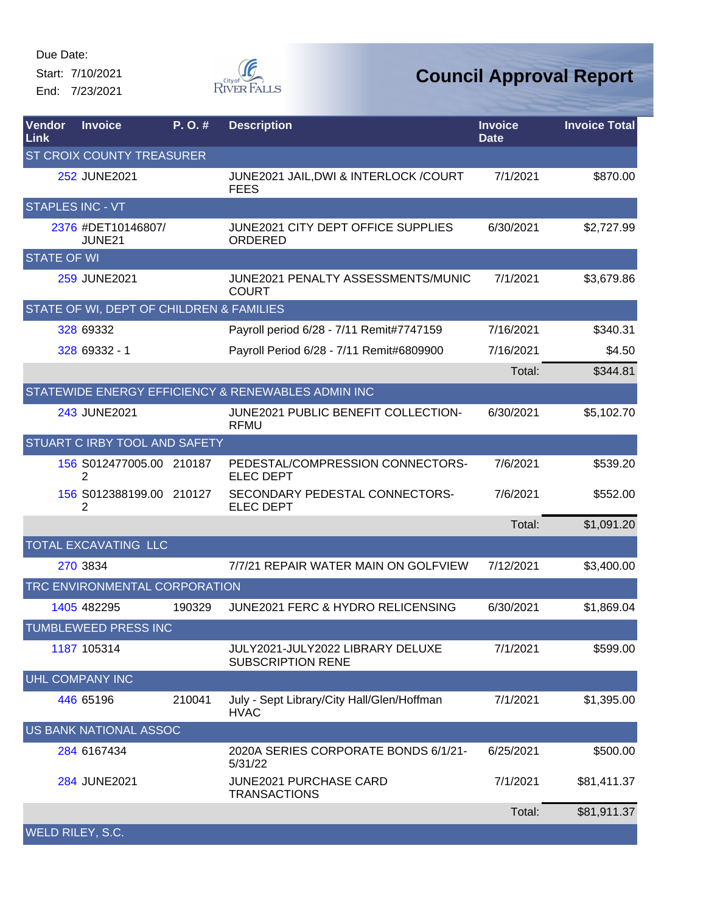Due Date:
Start: 7/10/2021
End: 7/23/2021

# Council Approval Report

| Vendor Link | Invoice | P. O. # | Description | Invoice Date | Invoice Total |
|---|---|---|---|---|---|
| ST CROIX COUNTY TREASURER | | | | | |
| 252 | JUNE2021 | | JUNE2021 JAIL,DWI & INTERLOCK /COURT FEES | 7/1/2021 | $870.00 |
| STAPLES INC - VT | | | | | |
| 2376 | #DET10146807/ JUNE21 | | JUNE2021 CITY DEPT OFFICE SUPPLIES ORDERED | 6/30/2021 | $2,727.99 |
| STATE OF WI | | | | | |
| 259 | JUNE2021 | | JUNE2021 PENALTY ASSESSMENTS/MUNIC COURT | 7/1/2021 | $3,679.86 |
| STATE OF WI, DEPT OF CHILDREN & FAMILIES | | | | | |
| 328 | 69332 | | Payroll period 6/28 - 7/11 Remit#7747159 | 7/16/2021 | $340.31 |
| 328 | 69332 - 1 | | Payroll Period 6/28 - 7/11 Remit#6809900 | 7/16/2021 | $4.50 |
| | | | | Total: | $344.81 |
| STATEWIDE ENERGY EFFICIENCY & RENEWABLES ADMIN INC | | | | | |
| 243 | JUNE2021 | | JUNE2021 PUBLIC BENEFIT COLLECTION-RFMU | 6/30/2021 | $5,102.70 |
| STUART C IRBY TOOL AND SAFETY | | | | | |
| 156 | S012477005.002 | 210187 | PEDESTAL/COMPRESSION CONNECTORS-ELEC DEPT | 7/6/2021 | $539.20 |
| 156 | S012388199.002 | 210127 | SECONDARY PEDESTAL CONNECTORS-ELEC DEPT | 7/6/2021 | $552.00 |
| | | | | Total: | $1,091.20 |
| TOTAL EXCAVATING LLC | | | | | |
| 270 | 3834 | | 7/7/21 REPAIR WATER MAIN ON GOLFVIEW | 7/12/2021 | $3,400.00 |
| TRC ENVIRONMENTAL CORPORATION | | | | | |
| 1405 | 482295 | 190329 | JUNE2021 FERC & HYDRO RELICENSING | 6/30/2021 | $1,869.04 |
| TUMBLEWEED PRESS INC | | | | | |
| 1187 | 105314 | | JULY2021-JULY2022 LIBRARY DELUXE SUBSCRIPTION RENE | 7/1/2021 | $599.00 |
| UHL COMPANY INC | | | | | |
| 446 | 65196 | 210041 | July - Sept Library/City Hall/Glen/Hoffman HVAC | 7/1/2021 | $1,395.00 |
| US BANK NATIONAL ASSOC | | | | | |
| 284 | 6167434 | | 2020A SERIES CORPORATE BONDS 6/1/21-5/31/22 | 6/25/2021 | $500.00 |
| 284 | JUNE2021 | | JUNE2021 PURCHASE CARD TRANSACTIONS | 7/1/2021 | $81,411.37 |
| | | | | Total: | $81,911.37 |
| WELD RILEY, S.C. | | | | | |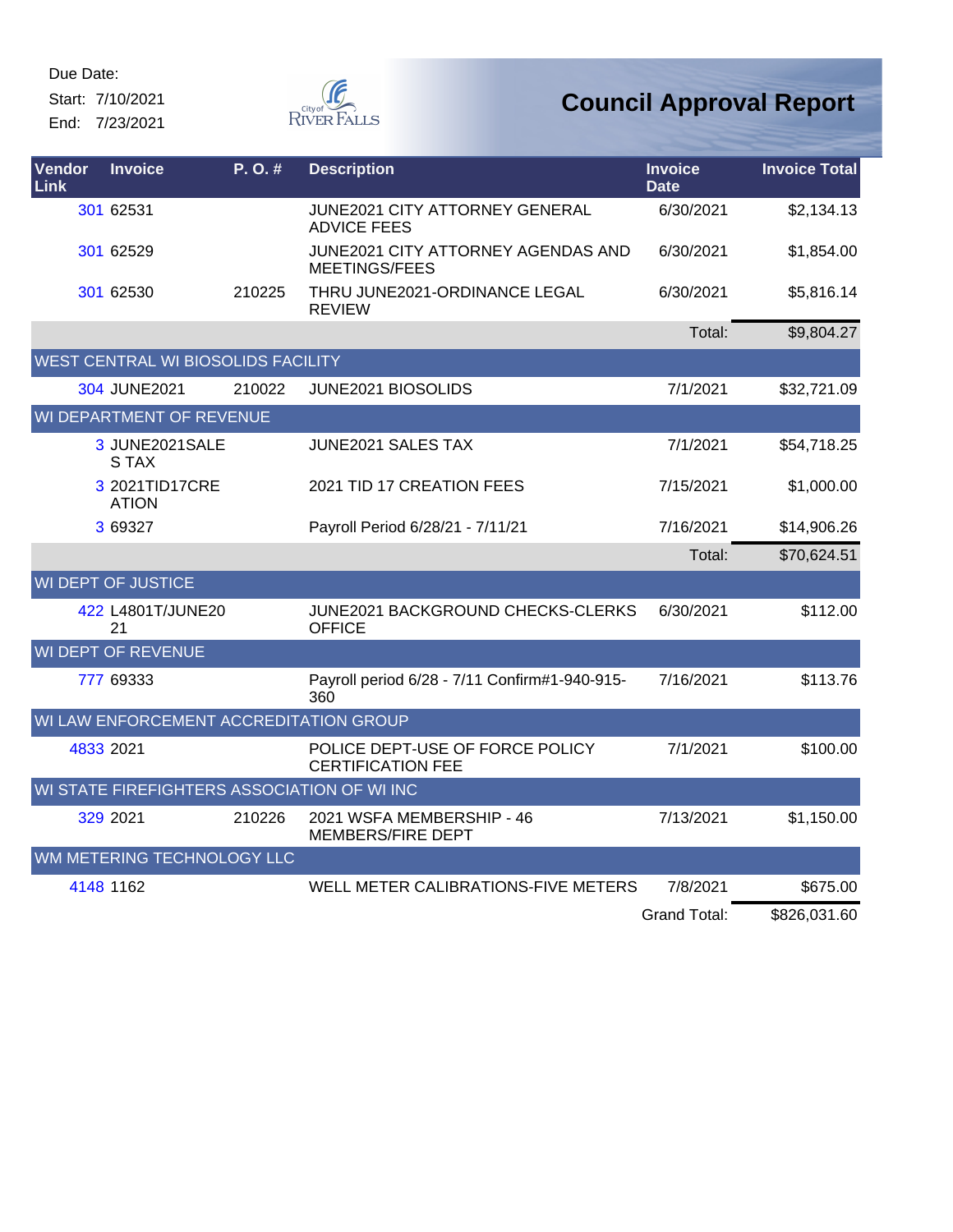Due Date:

Start: 7/10/2021

End: 7/23/2021

# Council Approval Report

| Vendor Link | Invoice | P. O. # | Description | Invoice Date | Invoice Total |
|---|---|---|---|---|---|
| 301 | 62531 | | JUNE2021 CITY ATTORNEY GENERAL ADVICE FEES | 6/30/2021 | $2,134.13 |
| 301 | 62529 | | JUNE2021 CITY ATTORNEY AGENDAS AND MEETINGS/FEES | 6/30/2021 | $1,854.00 |
| 301 | 62530 | 210225 | THRU JUNE2021-ORDINANCE LEGAL REVIEW | 6/30/2021 | $5,816.14 |
| | | | | Total: | $9,804.27 |
| WEST CENTRAL WI BIOSOLIDS FACILITY | | | | | |
| 304 | JUNE2021 | 210022 | JUNE2021 BIOSOLIDS | 7/1/2021 | $32,721.09 |
| WI DEPARTMENT OF REVENUE | | | | | |
| 3 | JUNE2021SALES TAX | | JUNE2021 SALES TAX | 7/1/2021 | $54,718.25 |
| 3 | 2021TID17CREATION | | 2021 TID 17 CREATION FEES | 7/15/2021 | $1,000.00 |
| 3 | 69327 | | Payroll Period 6/28/21 - 7/11/21 | 7/16/2021 | $14,906.26 |
| | | | | Total: | $70,624.51 |
| WI DEPT OF JUSTICE | | | | | |
| 422 | L4801T/JUNE2021 | | JUNE2021 BACKGROUND CHECKS-CLERKS OFFICE | 6/30/2021 | $112.00 |
| WI DEPT OF REVENUE | | | | | |
| 777 | 69333 | | Payroll period 6/28 - 7/11 Confirm#1-940-915-360 | 7/16/2021 | $113.76 |
| WI LAW ENFORCEMENT ACCREDITATION GROUP | | | | | |
| 4833 | 2021 | | POLICE DEPT-USE OF FORCE POLICY CERTIFICATION FEE | 7/1/2021 | $100.00 |
| WI STATE FIREFIGHTERS ASSOCIATION OF WI INC | | | | | |
| 329 | 2021 | 210226 | 2021 WSFA MEMBERSHIP - 46 MEMBERS/FIRE DEPT | 7/13/2021 | $1,150.00 |
| WM METERING TECHNOLOGY LLC | | | | | |
| 4148 | 1162 | | WELL METER CALIBRATIONS-FIVE METERS | 7/8/2021 | $675.00 |
| | | | | Grand Total: | $826,031.60 |